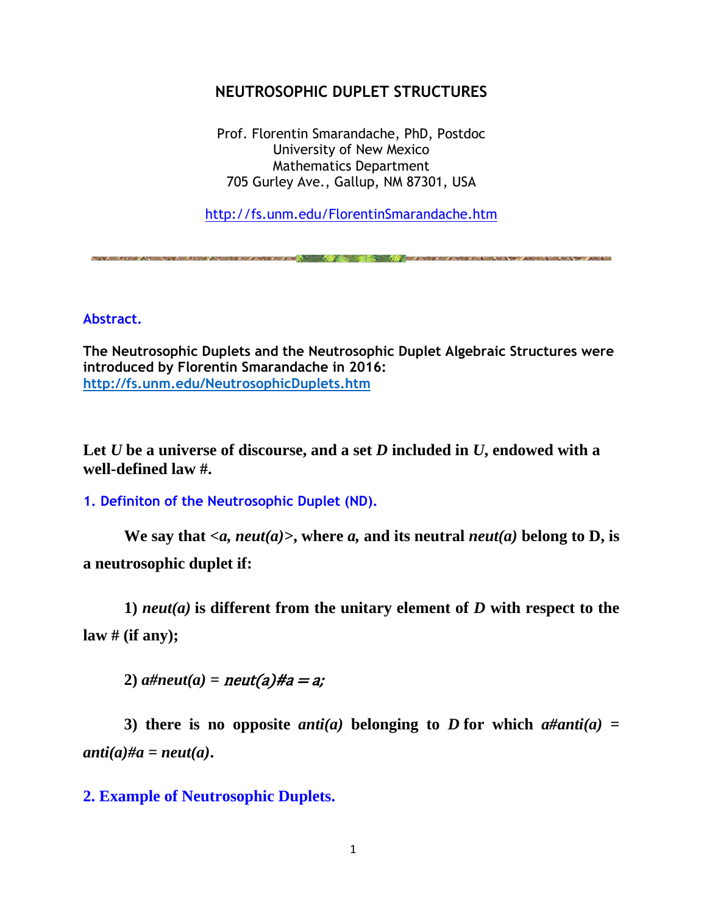# NEUTROSOPHIC DUPLET STRUCTURES

Prof. Florentin Smarandache, PhD, Postdoc
University of New Mexico
Mathematics Department
705 Gurley Ave., Gallup, NM 87301, USA

http://fs.unm.edu/FlorentinSmarandache.htm

## Abstract.

**The Neutrosophic Duplets and the Neutrosophic Duplet Algebraic Structures were introduced by Florentin Smarandache in 2016:** http://fs.unm.edu/NeutrosophicDuplets.htm

**Let *U* be a universe of discourse, and a set *D* included in *U*, endowed with a well-defined law #.**

## 1. Definiton of the Neutrosophic Duplet (ND).

**We say that <*a, neut(a)*>, where *a,* and its neutral *neut(a)* belong to D, is a neutrosophic duplet if:**

**1) *neut(a)* is different from the unitary element of *D* with respect to the law # (if any);**

**2) *a#neut(a)* = *neut(a)#a = a;***

**3) there is no opposite *anti(a)* belonging to *D* for which *a#anti(a)* = *anti(a)#a* = *neut(a)*.**

## 2. Example of Neutrosophic Duplets.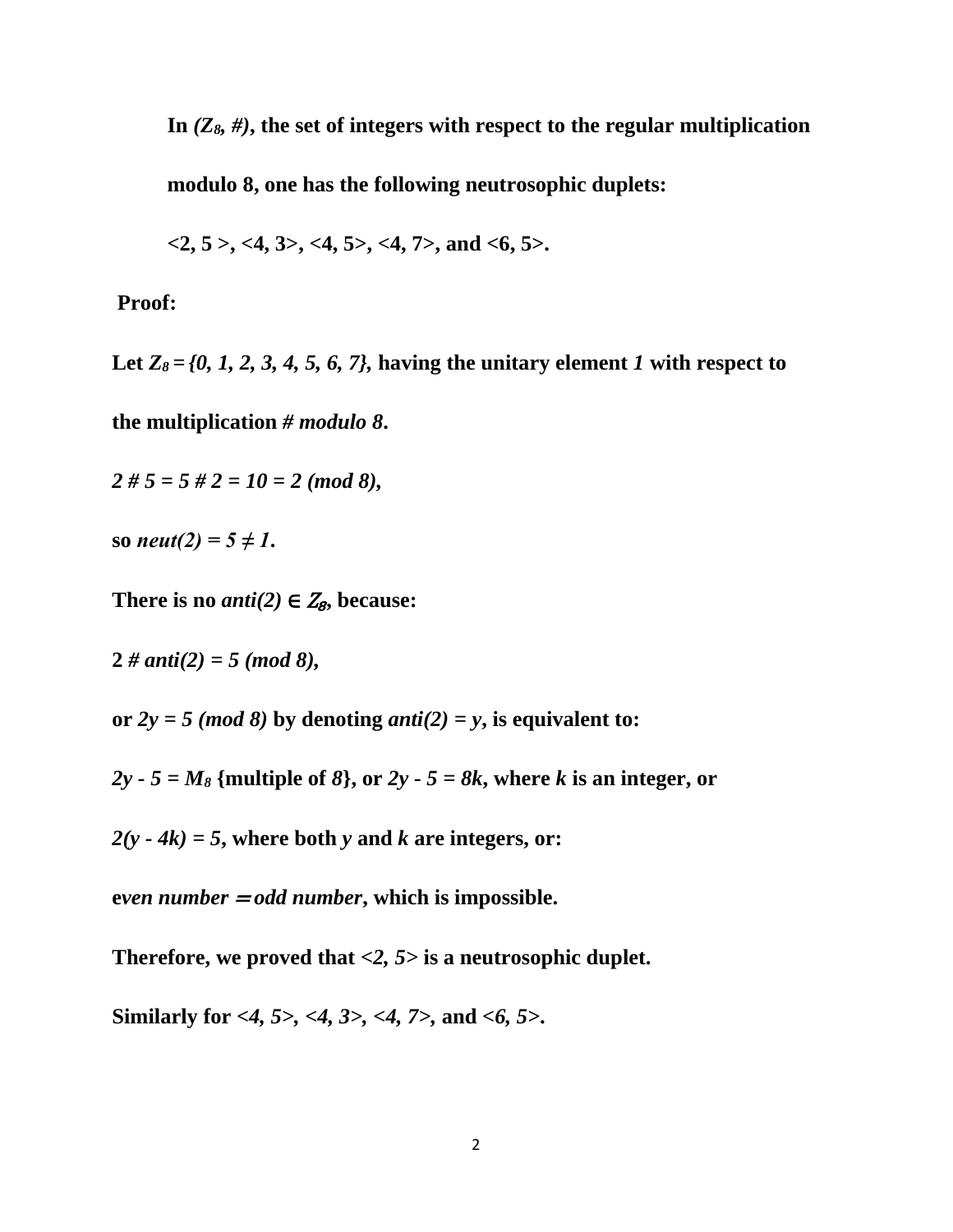**In $(Z_8, \#)$, the set of integers with respect to the regular multiplication modulo 8, one has the following neutrosophic duplets:**

**$<2, 5>$, $<4, 3>$, $<4, 5>$, $<4, 7>$, and $<6, 5>$.**

**Proof:**

**Let $Z_8 = \{0, 1, 2, 3, 4, 5, 6, 7\}$, having the unitary element *1* with respect to the multiplication *# modulo 8*.**

$2 \# 5 = 5 \# 2 = 10 = 2 \pmod 8$,

**so $neut(2) = 5 \neq 1$.**

**There is no $anti(2) \in Z_8$, because:**

$2 \# anti(2) = 5 \pmod 8$,

**or $2y = 5 \pmod 8$ by denoting $anti(2) = y$, is equivalent to:**

**$2y - 5 = M_8$ {multiple of *8*}, or $2y - 5 = 8k$, where $k$ is an integer, or**

**$2(y - 4k) = 5$, where both $y$ and $k$ are integers, or:**

***even number = odd number*, which is impossible.**

**Therefore, we proved that $<2, 5>$ is a neutrosophic duplet.**

**Similarly for $<4, 5>$, $<4, 3>$, $<4, 7>$, and $<6, 5>$.**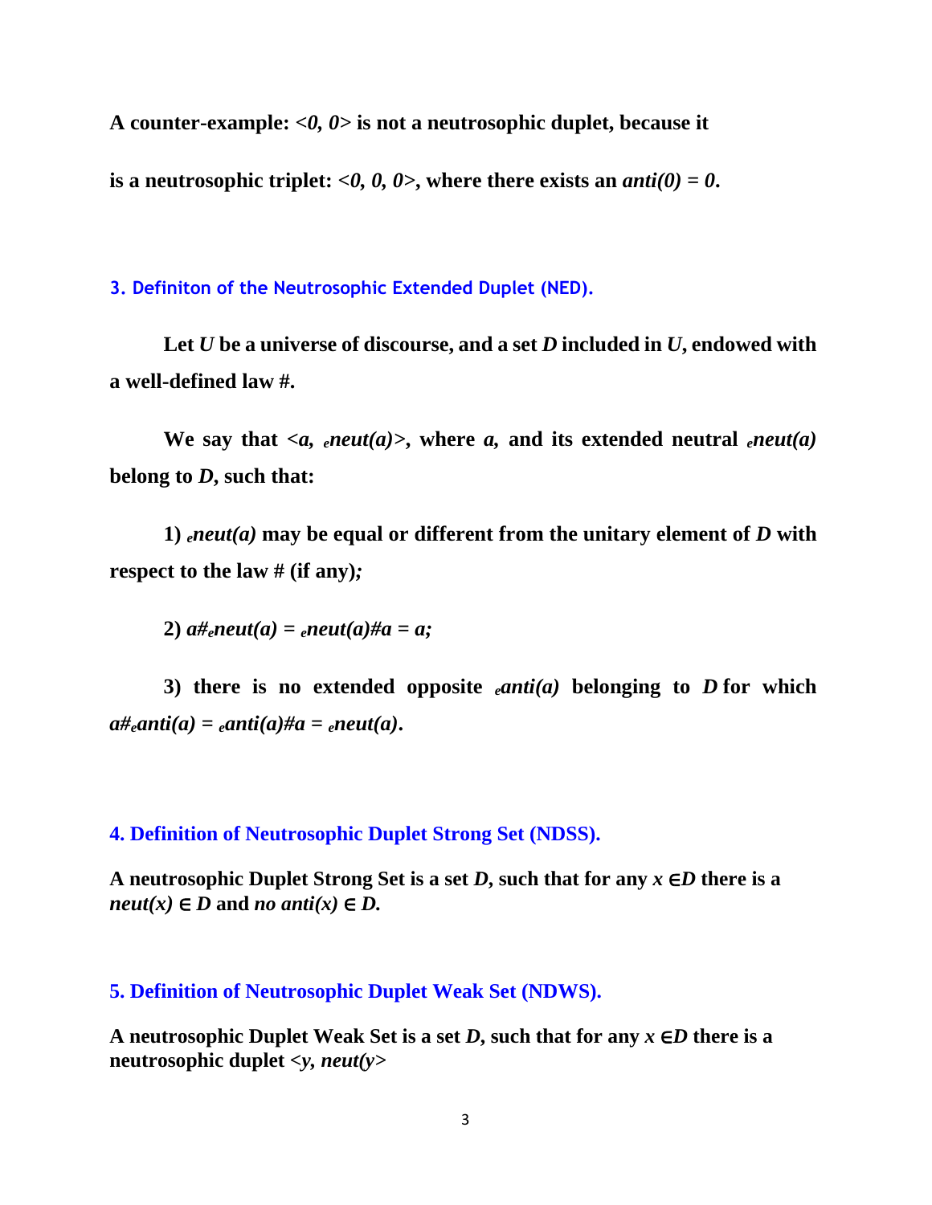**A counter-example: <*0, 0*> is not a neutrosophic duplet, because it is a neutrosophic triplet: <*0, 0, 0*>, where there exists an *anti(0) = 0*.**

### 3. Definiton of the Neutrosophic Extended Duplet (NED).

**Let *U* be a universe of discourse, and a set *D* included in *U*, endowed with a well-defined law #.**

**We say that <*a*, $_e$*neut(a)*>, where *a*, and its extended neutral $_e$*neut(a)* belong to *D*, such that:**

**1) $_e$*neut(a)* may be equal or different from the unitary element of *D* with respect to the law # (if any)*;***

**2) *a*#$_e$*neut(a)* = $_e$*neut(a)*#*a* = *a*;**

**3) there is no extended opposite $_e$*anti(a)* belonging to *D* for which *a*#$_e$*anti(a)* = $_e$*anti(a)*#*a* = $_e$*neut(a)*.**

### 4. Definition of Neutrosophic Duplet Strong Set (NDSS).

**A neutrosophic Duplet Strong Set is a set *D*, such that for any *x* ∈*D* there is a *neut(x)* ∈ *D* and *no anti(x)* ∈ *D*.**

### 5. Definition of Neutrosophic Duplet Weak Set (NDWS).

**A neutrosophic Duplet Weak Set is a set *D*, such that for any *x* ∈*D* there is a neutrosophic duplet <*y*, *neut(y*>**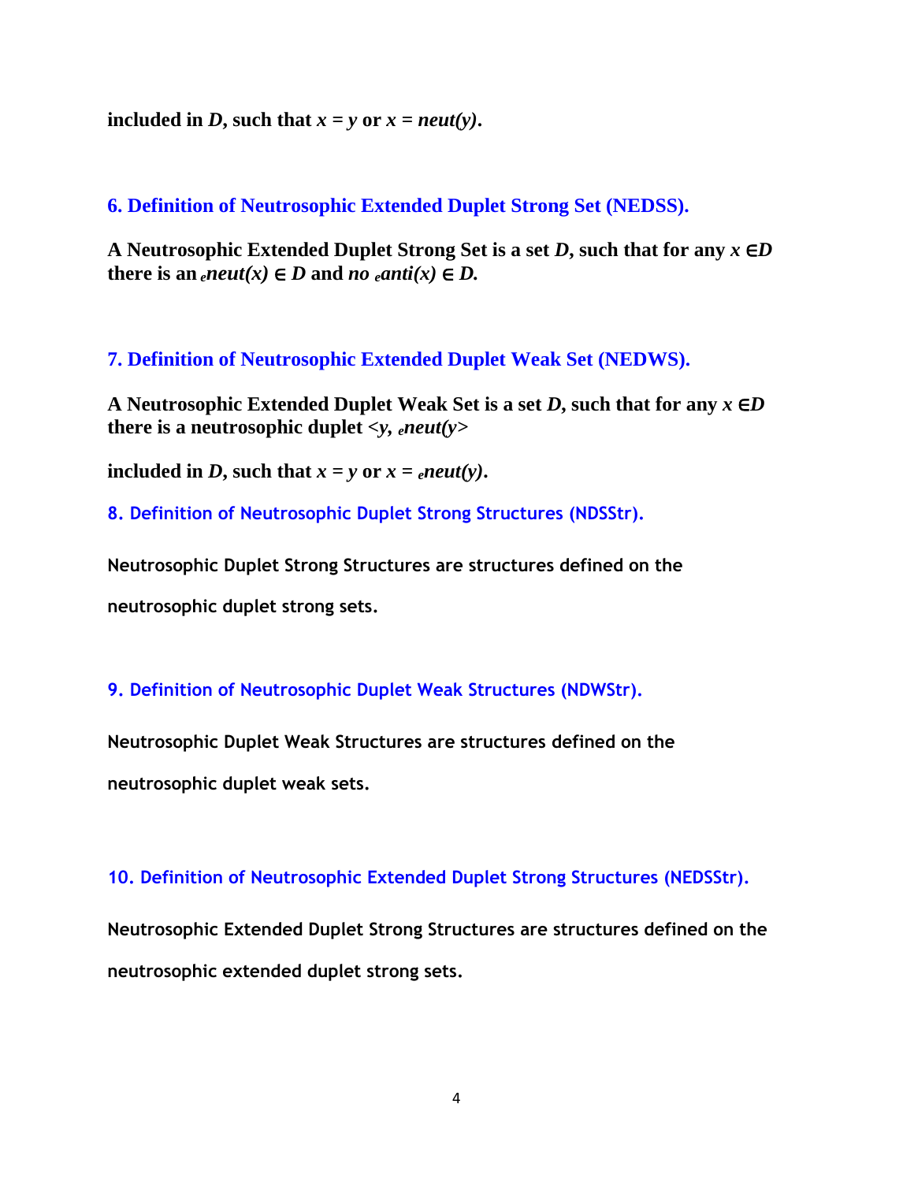**included in *D*, such that $x = y$ or $x = neut(y)$.**

## 6. Definition of Neutrosophic Extended Duplet Strong Set (NEDSS).

**A Neutrosophic Extended Duplet Strong Set is a set *D*, such that for any $x \in D$ there is an $_{e}neut(x) \in D$ and *no* $_{e}anti(x) \in D$.**

## 7. Definition of Neutrosophic Extended Duplet Weak Set (NEDWS).

**A Neutrosophic Extended Duplet Weak Set is a set *D*, such that for any $x \in D$ there is a neutrosophic duplet $<y, {}_{e}neut(y>$**

**included in *D*, such that $x = y$ or $x = {}_{e}neut(y)$.**

## 8. Definition of Neutrosophic Duplet Strong Structures (NDSStr).

**Neutrosophic Duplet Strong Structures are structures defined on the neutrosophic duplet strong sets.**

## 9. Definition of Neutrosophic Duplet Weak Structures (NDWStr).

**Neutrosophic Duplet Weak Structures are structures defined on the neutrosophic duplet weak sets.**

## 10. Definition of Neutrosophic Extended Duplet Strong Structures (NEDSStr).

**Neutrosophic Extended Duplet Strong Structures are structures defined on the neutrosophic extended duplet strong sets.**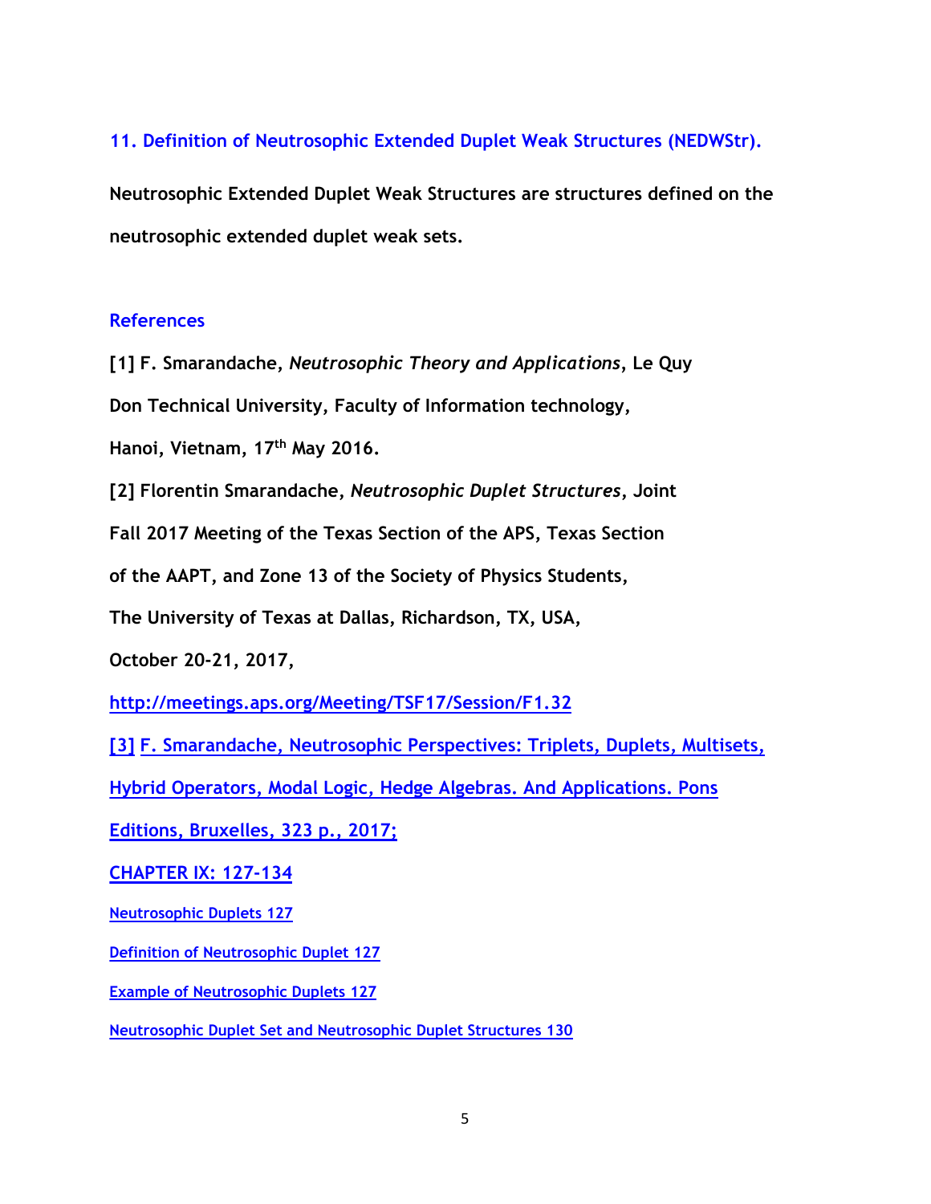## 11. Definition of Neutrosophic Extended Duplet Weak Structures (NEDWStr).

**Neutrosophic Extended Duplet Weak Structures are structures defined on the neutrosophic extended duplet weak sets.**

## References

**[1] F. Smarandache, *Neutrosophic Theory and Applications*, Le Quy Don Technical University, Faculty of Information technology, Hanoi, Vietnam, 17th May 2016.**

**[2] Florentin Smarandache, *Neutrosophic Duplet Structures*, Joint Fall 2017 Meeting of the Texas Section of the APS, Texas Section of the AAPT, and Zone 13 of the Society of Physics Students, The University of Texas at Dallas, Richardson, TX, USA, October 20-21, 2017,**

**http://meetings.aps.org/Meeting/TSF17/Session/F1.32**

**[3] F. Smarandache, Neutrosophic Perspectives: Triplets, Duplets, Multisets, Hybrid Operators, Modal Logic, Hedge Algebras. And Applications. Pons Editions, Bruxelles, 323 p., 2017;**

**CHAPTER IX: 127-134**

**Neutrosophic Duplets 127**

**Definition of Neutrosophic Duplet 127**

**Example of Neutrosophic Duplets 127**

**Neutrosophic Duplet Set and Neutrosophic Duplet Structures 130**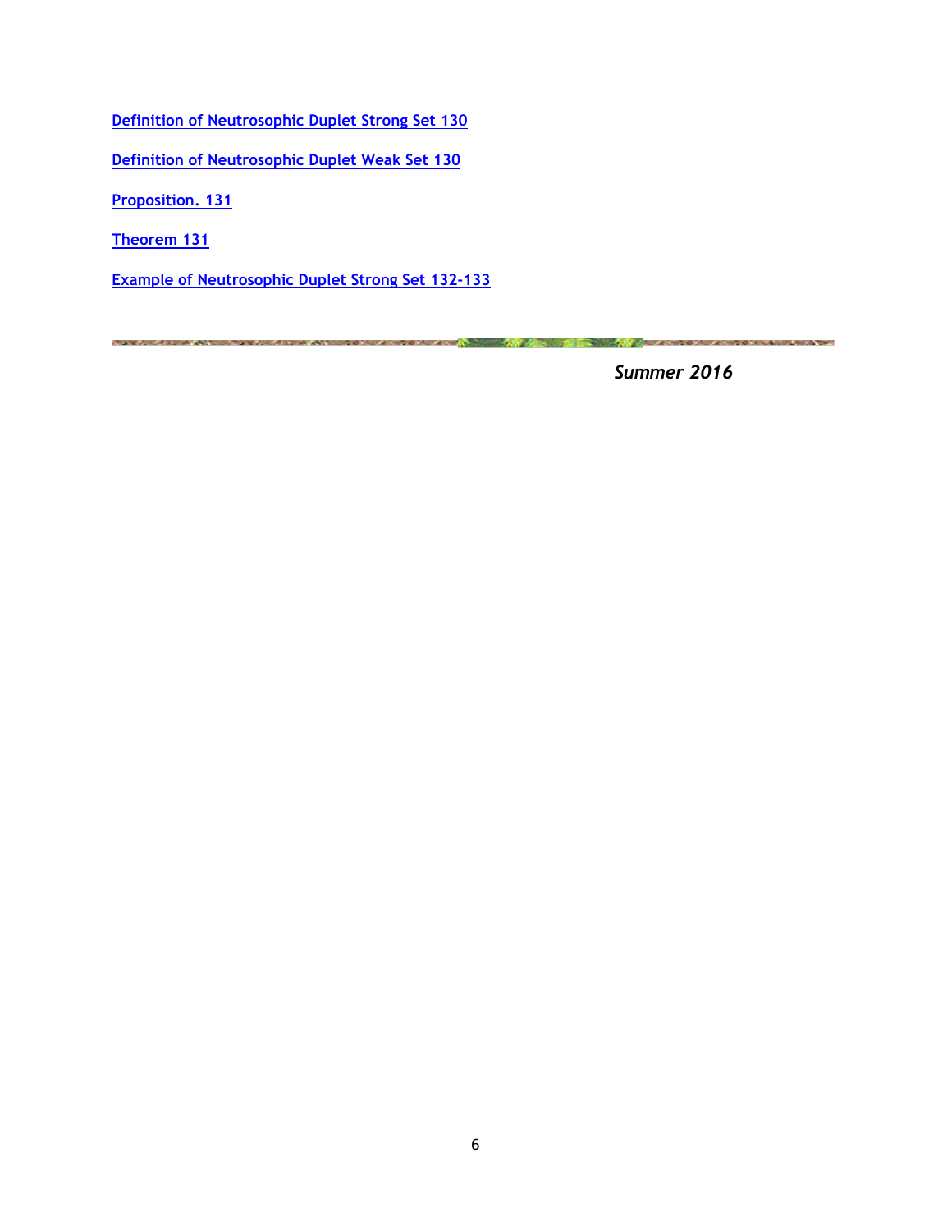Definition of Neutrosophic Duplet Strong Set 130

Definition of Neutrosophic Duplet Weak Set 130

Proposition. 131

Theorem 131

Example of Neutrosophic Duplet Strong Set 132-133

*Summer 2016*